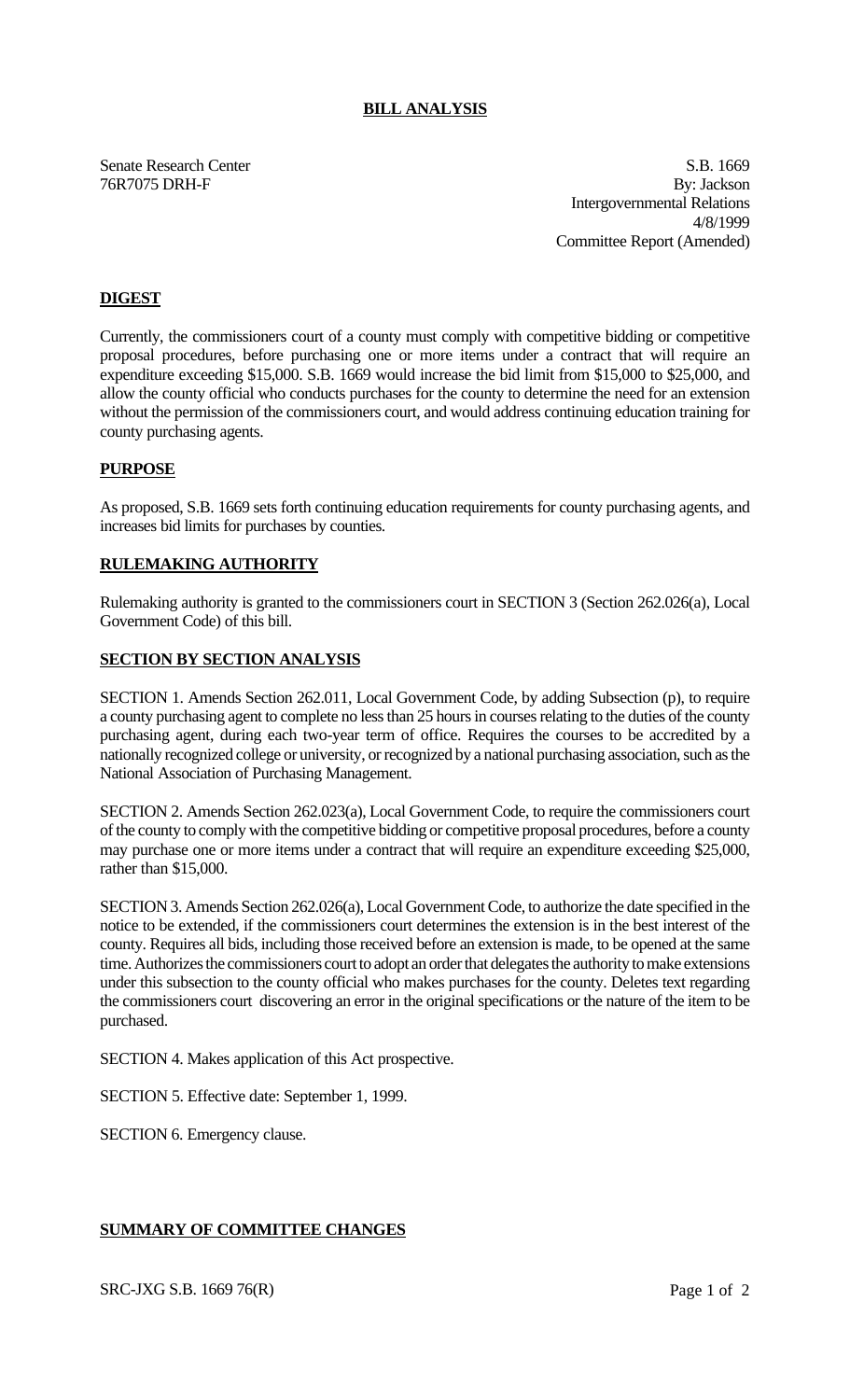# BILL ANALYSIS

Senate Research Center
76R7075 DRH-F

S.B. 1669
By: Jackson
Intergovernmental Relations
4/8/1999
Committee Report (Amended)

## DIGEST

Currently, the commissioners court of a county must comply with competitive bidding or competitive proposal procedures, before purchasing one or more items under a contract that will require an expenditure exceeding $15,000. S.B. 1669 would increase the bid limit from $15,000 to $25,000, and allow the county official who conducts purchases for the county to determine the need for an extension without the permission of the commissioners court, and would address continuing education training for county purchasing agents.

## PURPOSE

As proposed, S.B. 1669 sets forth continuing education requirements for county purchasing agents, and increases bid limits for purchases by counties.

## RULEMAKING AUTHORITY

Rulemaking authority is granted to the commissioners court in SECTION 3 (Section 262.026(a), Local Government Code) of this bill.

## SECTION BY SECTION ANALYSIS

SECTION 1. Amends Section 262.011, Local Government Code, by adding Subsection (p), to require a county purchasing agent to complete no less than 25 hours in courses relating to the duties of the county purchasing agent, during each two-year term of office. Requires the courses to be accredited by a nationally recognized college or university, or recognized by a national purchasing association, such as the National Association of Purchasing Management.

SECTION 2. Amends Section 262.023(a), Local Government Code, to require the commissioners court of the county to comply with the competitive bidding or competitive proposal procedures, before a county may purchase one or more items under a contract that will require an expenditure exceeding $25,000, rather than $15,000.

SECTION 3. Amends Section 262.026(a), Local Government Code, to authorize the date specified in the notice to be extended, if the commissioners court determines the extension is in the best interest of the county. Requires all bids, including those received before an extension is made, to be opened at the same time. Authorizes the commissioners court to adopt an order that delegates the authority to make extensions under this subsection to the county official who makes purchases for the county. Deletes text regarding the commissioners court discovering an error in the original specifications or the nature of the item to be purchased.

SECTION 4. Makes application of this Act prospective.

SECTION 5. Effective date: September 1, 1999.

SECTION 6. Emergency clause.

## SUMMARY OF COMMITTEE CHANGES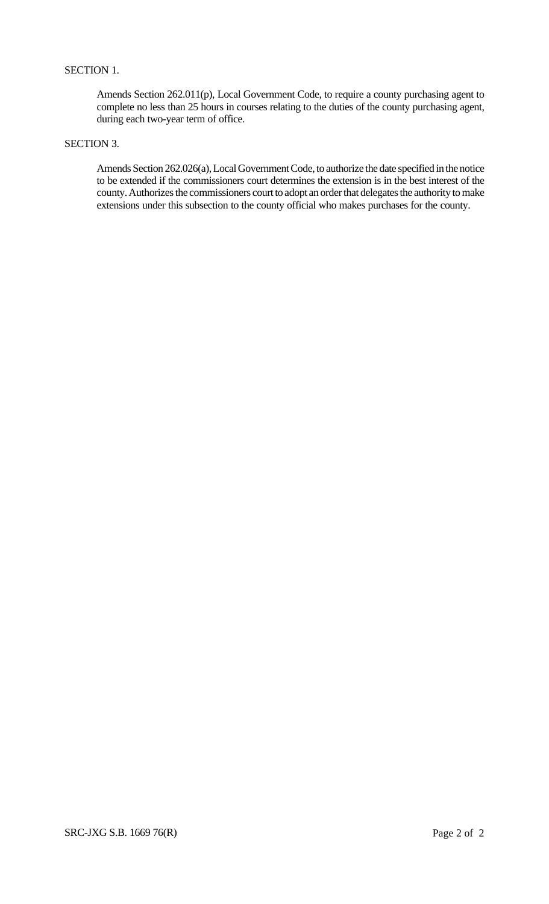SECTION 1.

Amends Section 262.011(p), Local Government Code, to require a county purchasing agent to complete no less than 25 hours in courses relating to the duties of the county purchasing agent, during each two-year term of office.

SECTION 3.

Amends Section 262.026(a), Local Government Code, to authorize the date specified in the notice to be extended if the commissioners court determines the extension is in the best interest of the county. Authorizes the commissioners court to adopt an order that delegates the authority to make extensions under this subsection to the county official who makes purchases for the county.